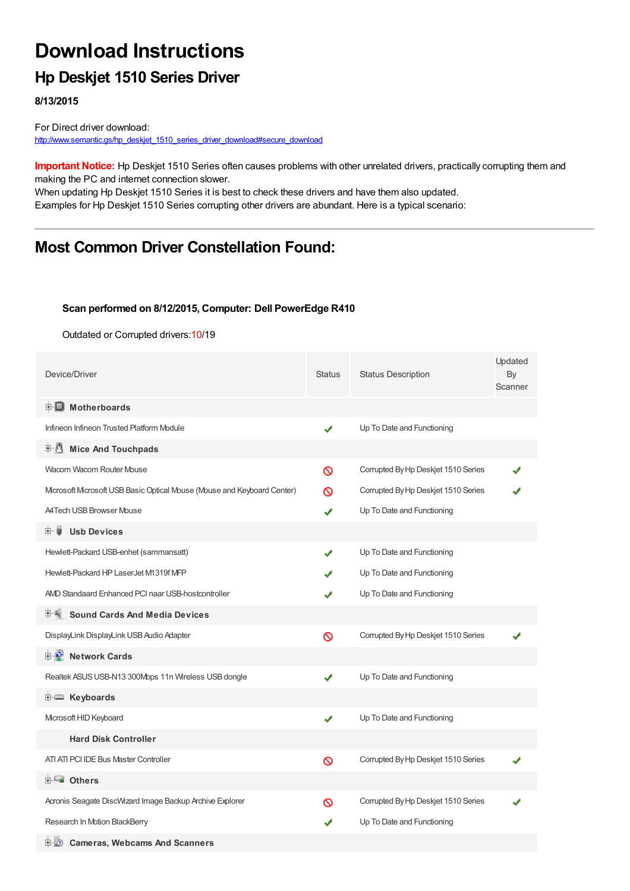# Download Instructions

## Hp Deskjet 1510 Series Driver

**8/13/2015**

For Direct driver download:
http://www.semantic.gs/hp_deskjet_1510_series_driver_download#secure_download

**Important Notice:** Hp Deskjet 1510 Series often causes problems with other unrelated drivers, practically corrupting them and making the PC and internet connection slower.
When updating Hp Deskjet 1510 Series it is best to check these drivers and have them also updated.
Examples for Hp Deskjet 1510 Series corrupting other drivers are abundant. Here is a typical scenario:

---

## Most Common Driver Constellation Found:

**Scan performed on 8/12/2015, Computer: Dell PowerEdge R410**

Outdated or Corrupted drivers:10/19

| Device/Driver | Status | Status Description | Updated By Scanner |
|---|---|---|---|
| **Motherboards** | | | |
| Infineon Infineon Trusted Platform Module | ✔ | Up To Date and Functioning | |
| **Mice And Touchpads** | | | |
| Wacom Wacom Router Mouse | ⊘ | Corrupted By Hp Deskjet 1510 Series | ✔ |
| Microsoft Microsoft USB Basic Optical Mouse (Mouse and Keyboard Center) | ⊘ | Corrupted By Hp Deskjet 1510 Series | ✔ |
| A4Tech USB Browser Mouse | ✔ | Up To Date and Functioning | |
| **Usb Devices** | | | |
| Hewlett-Packard USB-enhet (sammansatt) | ✔ | Up To Date and Functioning | |
| Hewlett-Packard HP LaserJet M1319f MFP | ✔ | Up To Date and Functioning | |
| AMD Standaard Enhanced PCI naar USB-hostcontroller | ✔ | Up To Date and Functioning | |
| **Sound Cards And Media Devices** | | | |
| DisplayLink DisplayLink USB Audio Adapter | ⊘ | Corrupted By Hp Deskjet 1510 Series | ✔ |
| **Network Cards** | | | |
| Realtek ASUS USB-N13 300Mbps 11n Wireless USB dongle | ✔ | Up To Date and Functioning | |
| **Keyboards** | | | |
| Microsoft HID Keyboard | ✔ | Up To Date and Functioning | |
| **Hard Disk Controller** | | | |
| ATI ATI PCI IDE Bus Master Controller | ⊘ | Corrupted By Hp Deskjet 1510 Series | ✔ |
| **Others** | | | |
| Acronis Seagate DiscWizard Image Backup Archive Explorer | ⊘ | Corrupted By Hp Deskjet 1510 Series | ✔ |
| Research In Motion BlackBerry | ✔ | Up To Date and Functioning | |
| **Cameras, Webcams And Scanners** | | | |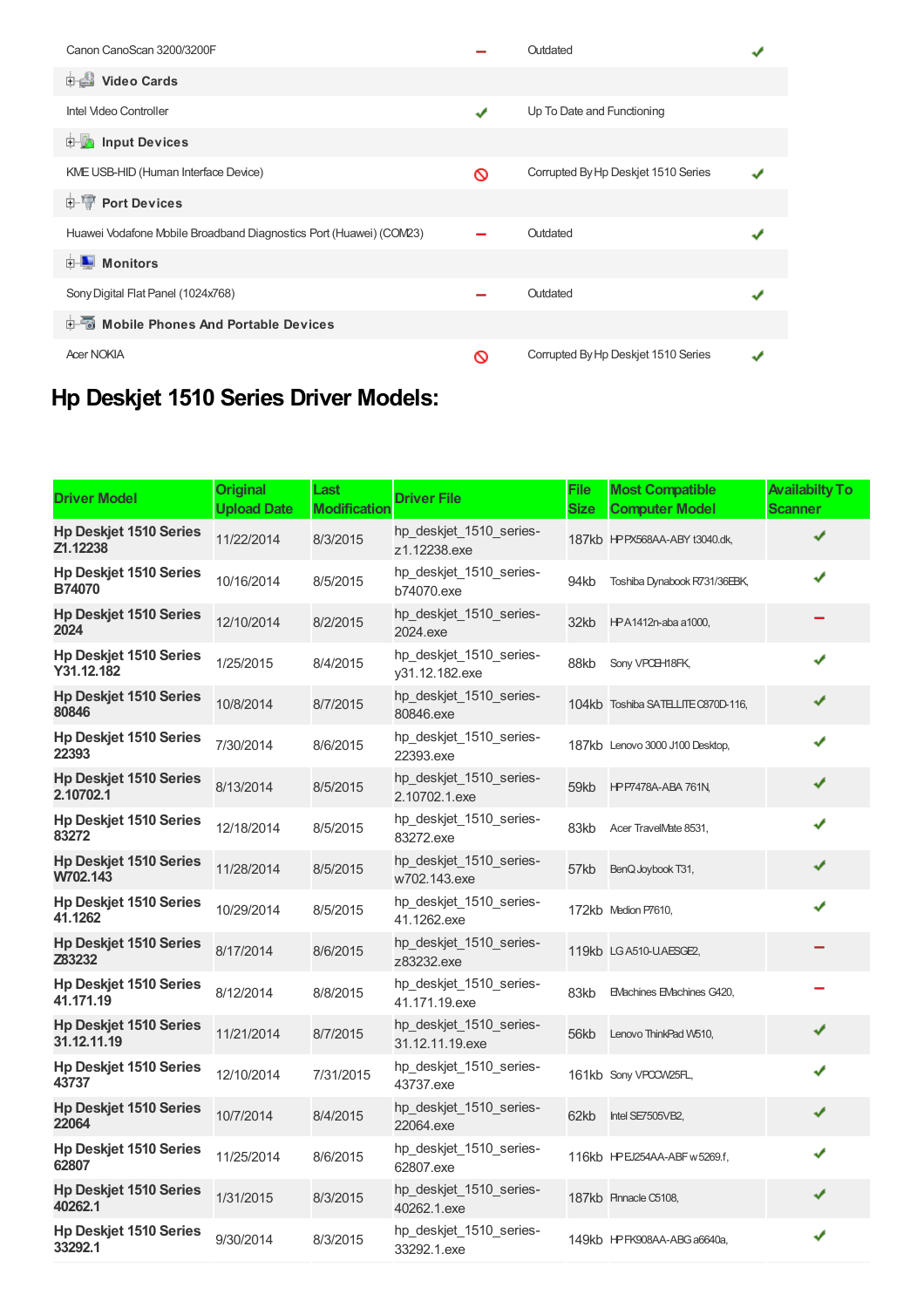| | | | |
|---|---|---|---|
| Canon CanoScan 3200/3200F | – | Outdated | ✔ |
| **Video Cards** | | | |
| Intel Video Controller | ✔ | Up To Date and Functioning | |
| **Input Devices** | | | |
| KME USB-HID (Human Interface Device) | 🚫 | Corrupted By Hp Deskjet 1510 Series | ✔ |
| **Port Devices** | | | |
| Huawei Vodafone Mobile Broadband Diagnostics Port (Huawei) (COM23) | – | Outdated | ✔ |
| **Monitors** | | | |
| Sony Digital Flat Panel (1024x768) | – | Outdated | ✔ |
| **Mobile Phones And Portable Devices** | | | |
| Acer NOKIA | 🚫 | Corrupted By Hp Deskjet 1510 Series | ✔ |

## Hp Deskjet 1510 Series Driver Models:

| Driver Model | Original Upload Date | Last Modification | Driver File | File Size | Most Compatible Computer Model | Availabilty To Scanner |
|---|---|---|---|---|---|---|
| **Hp Deskjet 1510 Series Z1.12238** | 11/22/2014 | 8/3/2015 | hp_deskjet_1510_series-z1.12238.exe | 187kb | HP PX568AA-ABY t3040.dk, | ✔ |
| **Hp Deskjet 1510 Series B74070** | 10/16/2014 | 8/5/2015 | hp_deskjet_1510_series-b74070.exe | 94kb | Toshiba Dynabook R731/36EBK, | ✔ |
| **Hp Deskjet 1510 Series 2024** | 12/10/2014 | 8/2/2015 | hp_deskjet_1510_series-2024.exe | 32kb | HP A1412n-aba a1000, | – |
| **Hp Deskjet 1510 Series Y31.12.182** | 1/25/2015 | 8/4/2015 | hp_deskjet_1510_series-y31.12.182.exe | 88kb | Sony VPCEH18FK, | ✔ |
| **Hp Deskjet 1510 Series 80846** | 10/8/2014 | 8/7/2015 | hp_deskjet_1510_series-80846.exe | 104kb | Toshiba SATELLITE C870D-116, | ✔ |
| **Hp Deskjet 1510 Series 22393** | 7/30/2014 | 8/6/2015 | hp_deskjet_1510_series-22393.exe | 187kb | Lenovo 3000 J100 Desktop, | ✔ |
| **Hp Deskjet 1510 Series 2.10702.1** | 8/13/2014 | 8/5/2015 | hp_deskjet_1510_series-2.10702.1.exe | 59kb | HP P7478A-ABA 761N, | ✔ |
| **Hp Deskjet 1510 Series 83272** | 12/18/2014 | 8/5/2015 | hp_deskjet_1510_series-83272.exe | 83kb | Acer TravelMate 8531, | ✔ |
| **Hp Deskjet 1510 Series W702.143** | 11/28/2014 | 8/5/2015 | hp_deskjet_1510_series-w702.143.exe | 57kb | BenQ Joybook T31, | ✔ |
| **Hp Deskjet 1510 Series 41.1262** | 10/29/2014 | 8/5/2015 | hp_deskjet_1510_series-41.1262.exe | 172kb | Medion P7610, | ✔ |
| **Hp Deskjet 1510 Series Z83232** | 8/17/2014 | 8/6/2015 | hp_deskjet_1510_series-z83232.exe | 119kb | LG A510-U.AESGE2, | – |
| **Hp Deskjet 1510 Series 41.171.19** | 8/12/2014 | 8/8/2015 | hp_deskjet_1510_series-41.171.19.exe | 83kb | EMachines EMachines G420, | – |
| **Hp Deskjet 1510 Series 31.12.11.19** | 11/21/2014 | 8/7/2015 | hp_deskjet_1510_series-31.12.11.19.exe | 56kb | Lenovo ThinkPad W510, | ✔ |
| **Hp Deskjet 1510 Series 43737** | 12/10/2014 | 7/31/2015 | hp_deskjet_1510_series-43737.exe | 161kb | Sony VPCCW25FL, | ✔ |
| **Hp Deskjet 1510 Series 22064** | 10/7/2014 | 8/4/2015 | hp_deskjet_1510_series-22064.exe | 62kb | Intel SE7505VB2, | ✔ |
| **Hp Deskjet 1510 Series 62807** | 11/25/2014 | 8/6/2015 | hp_deskjet_1510_series-62807.exe | 116kb | HP EJ254AA-ABF w5269.f, | ✔ |
| **Hp Deskjet 1510 Series 40262.1** | 1/31/2015 | 8/3/2015 | hp_deskjet_1510_series-40262.1.exe | 187kb | Pinnacle C5108, | ✔ |
| **Hp Deskjet 1510 Series 33292.1** | 9/30/2014 | 8/3/2015 | hp_deskjet_1510_series-33292.1.exe | 149kb | HP FK908AA-ABG a6640a, | ✔ |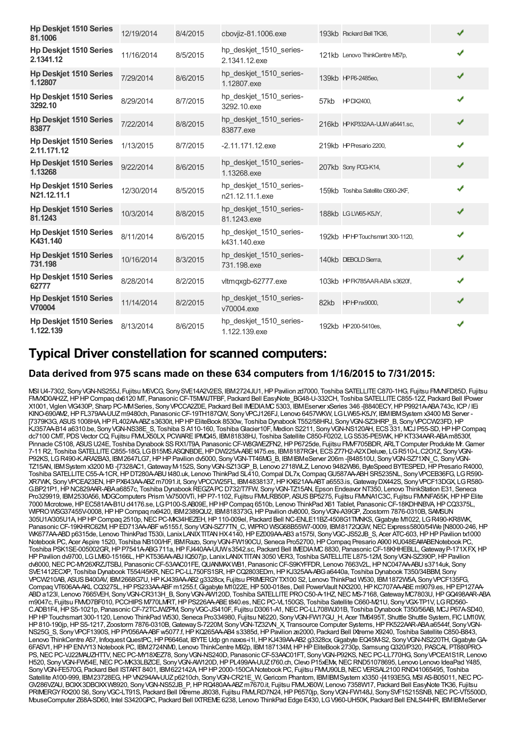| | | | | | | |
|---|---|---|---|---|---|---|
| **Hp Deskjet 1510 Series 81.1006** | 12/19/2014 | 8/4/2015 | cbovjiz-81.1006.exe | 193kb | Packard Bell TK36, | ✔ |
| **Hp Deskjet 1510 Series 2.1341.12** | 11/16/2014 | 8/5/2015 | hp_deskjet_1510_series-2.1341.12.exe | 121kb | Lenovo ThinkCentre M57p, | ✔ |
| **Hp Deskjet 1510 Series 1.12807** | 7/29/2014 | 8/6/2015 | hp_deskjet_1510_series-1.12807.exe | 139kb | HP P6-2485eo, | ✔ |
| **Hp Deskjet 1510 Series 3292.10** | 8/29/2014 | 8/7/2015 | hp_deskjet_1510_series-3292.10.exe | 57kb | HP DX2400, | ✔ |
| **Hp Deskjet 1510 Series 83877** | 7/22/2014 | 8/8/2015 | hp_deskjet_1510_series-83877.exe | 216kb | HP KP332AA-UUW a6441.sc, | ✔ |
| **Hp Deskjet 1510 Series 2.11.171.12** | 1/13/2015 | 8/7/2015 | -2.11.171.12.exe | 219kb | HP Presario 2200, | ✔ |
| **Hp Deskjet 1510 Series 1.13268** | 9/22/2014 | 8/6/2015 | hp_deskjet_1510_series-1.13268.exe | 207kb | Sony PCG-K14, | ✔ |
| **Hp Deskjet 1510 Series N21.12.11.1** | 12/30/2014 | 8/5/2015 | hp_deskjet_1510_series-n21.12.11.1.exe | 159kb | Toshiba Satellite C660-2KF, | ✔ |
| **Hp Deskjet 1510 Series 81.1243** | 10/3/2014 | 8/8/2015 | hp_deskjet_1510_series-81.1243.exe | 188kb | LG LW65-K5JY, | ✔ |
| **Hp Deskjet 1510 Series K431.140** | 8/11/2014 | 8/6/2015 | hp_deskjet_1510_series-k431.140.exe | 192kb | HP HP Touchsmart 300-1120, | ✔ |
| **Hp Deskjet 1510 Series 731.198** | 10/16/2014 | 8/3/2015 | hp_deskjet_1510_series-731.198.exe | 140kb | DIEBOLD Sierra, | ✔ |
| **Hp Deskjet 1510 Series 62777** | 8/28/2014 | 8/2/2015 | vltmqxgb-62777.exe | 103kb | HP FK785AAR-ABA s3620f, | ✔ |
| **Hp Deskjet 1510 Series V70004** | 11/14/2014 | 8/2/2015 | hp_deskjet_1510_series-v70004.exe | 82kb | HP HP nx9000, | ✔ |
| **Hp Deskjet 1510 Series 1.122.139** | 8/13/2014 | 8/6/2015 | hp_deskjet_1510_series-1.122.139.exe | 192kb | HP 200-5410es, | ✔ |

# Typical Driver constellation for scanned computers:

## Data derived from 975 scans made on these 634 computers from 1/16/2015 to 7/31/2015:

MSI U4-7302, Sony VGN-NS255J, Fujitsu M6VCG, Sony SVE14A2V2ES, IBM 2724JU1, HP Pavilion zd7000, Toshiba SATELLITE C870-1HG, Fujitsu FMVNFD85D, Fujitsu FMVXD0AH2Z, HP HP Compaq dx6120 MT, Panasonic CF-T5MWJTFBF, Packard Bell EasyNote_BG48-U-332CH, Toshiba SATELLITE C855-12Z, Packard Bell IPower X1001, Viglen VIG430P, Sharp PC-MM Series, Sony VPCCA2Z0E, Packard Bell IMEDIA MC 5303, IBM eServer xSeries 346 -[8840ECY, HP P9921A-ABA 743c, ICP / IEi KINO-690AM2, HP FL379AA-UUZ m9480ch, Panasonic CF-19TH187QW, Sony VPCJ126FJ, Lenovo 6457WKW, LG LW65-K5JY, IBM IBM System x3400 M3 Server -[7379K3G, ASUS 1008HA, HP FL402AA-ABZ s3630it, HP HP EliteBook 8530w, Toshiba Dynabook T552/58HRJ, Sony VGN-SZ3HRP_B, Sony VPCCW23FD, HP KJ357AA-B14 a6310.be, Sony VGN-NS38E_S, Toshiba S A110-160, Toshiba Glacier10F, Medion S2211, Sony VGN-NS120AH, ECS 331, MCJ P55-SD, HP HP Compaq dc7100 CMT, PDS Vector CQ, Fujitsu FMLX50LX, PCWARE IPMQ45, IBM 81838HJ, Toshiba Satellite C850-F0202, LG S535-PE5WK, HP KT334AAR-ABA m8530f, Pinnacle C5108, ASUS U24E, Toshiba Dynabook SS RX1/T9A, Panasonic CF-W8GWEZFN2, HP P6725de, Fujitsu FMVF705BDR, ARLT Computer Produkte Mr. Gamer 7-11 R2, Toshiba SATELLITE C855-18G, LG B15MS.ASQNBDE, HP DW225A-ABE t475.es, IBM 8187RGH, ECS Z77H2-A2X Deluxe, LG R510-L.C2O1Z, Sony VGN-P92KS, LG R490-K.ARA2BA3, IBM 2647LG7, HP HP Pavilion dv5000, Sony VGN-TT46MG_B, IBM IBM eServer 206m -[848510U, Sony VGN-SZ71XN_C, Sony VGN-TZ15AN, IBM System x3200 M3 -[7328AC1, Gateway M-152S, Sony VGN-SZ13GP_B, Lenovo 2718WLZ, Lenovo 9482W86, ByteSpeed BYTESPED, HP Presario R4000, Toshiba SATELLITE C55-A-1CR, HP DT280A-ABU t480.uk, Lenovo ThinkPad SL410, Compal DL7x, Compaq GU587AA-ABH SR5235NL, Sony VPCEB36FG, LG R590-XR7WK, Sony VPCEA23EN, HP PX643AA-ABZ m7091.it, Sony VPCCW25FL, IBM 4838137, HP KX621AA-ABT a6553.is, Gateway DX442S, Sony VPCF13DGX, LG R580-G.BP21P1, HP NC829AAR-ABA a6857c, Toshiba Dynabook REGZA PC D732/T7FW, Sony VGN-TZ15AN, Epson Endeavor NT350, Lenovo ThinkStation E31, Seneca Pro329919, IBM 2530A56, MDG Computers Prism Vx7500VTi, HP P7-1102, Fujitsu FMVLRB50P, ASUS BP5275, Fujitsu FMVNA1C3C, Fujitsu FMVNFA55K, HP HP Elite 7000 Microtowe, HP EC581AA-B1U d4176.se, LG P100-S.AB09E, HP HP Compaq 6510b, Lenovo ThinkPad X61 Tablet, Panasonic CF-18KDHNBVA, HP CQ3375L, WIPRO WSG37455V-0008, HP HP Compaq nx9420, IBM 2389QU2, IBM 818373G, HP Pavilion dv8000, Sony VGN-A39GP, Zoostorm 7876-0310B, SAMSUN 305U1A/305U1A, HP HP Compaq 2510p, NEC PC-MK34HEZEH, HP 110-009el, Packard Bell NC-ENLE11BZ-4508G1TMNKS, Gigabyte M1022, LG R490-KR8WK, Panasonic CF-19KHRC62M, HP ED713AA-ABF w5155.f, Sony VGN-SZ77TN_C, WIPRO WSG68B55W7-0009, IBM 8172QGW, NEC Express5800/54We [N8000-246, HP WK677AA-ABD p6315de, Lenovo ThinkPad T530i, Lanix LANIX TITAN HX 4140, HP EZ009AA-AB3 a1575l, Sony VGC-JS52JB_S, Acer ATC-603, HP HP Pavilion tx1000 Notebook PC, Acer Aspire 1520, Toshiba NB100/HF, IBM Razo, Sony VGN-FW190CU, Seneca Pro52700, HP Compaq Presario A900 KU048EA#ABENotebook PC, Toshiba PSK1SE-005002GR, HP P7541A-ABG 711a, HP FJ440AA-UUW s3542.sc, Packard Bell IMEDIA MC 8830, Panasonic CF-18KHHEBLL, Gateway P-171X FX, HP HP Pavilion dv9700, LG LM60-15166L, HP KT536AA-ABJ IQ507jp, Lanix LANIX TITAN 3050 VER3, Toshiba SATELLITE L875-12M, Sony VGN-SZ390P, HP Pavilion dv8000, NEC PC-MY26XRZJTSBJ, Panasonic CF-53AAC01FE, QUANMAX WB1, Panasonic CF-S9KYFFDR, Lenovo 7663V2L, HP NC047AA-ABU s3714uk, Sony SVE1412ECXP, Toshiba Dynabook T554/45KR, NEC PC-LL750FS1SR, HP CQ2803EDm, HP KJ325AA-ABG a6440a, Toshiba Dynabook T350/34BBM, Sony VPCW210AB, ASUS B400AV, IBM 2668G7U, HP KJ439AA-AB2 g3328cx, Fujitsu PRIMERGY TX100 S2, Lenovo ThinkPad W530, IBM 1872W5A, Sony VPCF135FG, Compaq VT606AA-AKL CQ3275L, HP PS233AA-ABF m1255.f, Gigabyte M1022E, HP 500-018es, Dell PowerVault NX3200, HP KC707AA-ABE m9079.es, HP EP127AA-ABA a123l, Lenovo 7665VEH, Sony VGN-CR313H_B, Sony VGN-AW120D, Toshiba SATELLITE PRO C50-A-1HZ, NEC MS-7168, Gateway MC7803U, HP GQ498AAR-ABA m9047c, Fujitsu FMVD7BF010, PCCHIPS M770LMRT, HP PS226AA-ABE t840.es, NEC PC-VL150GS, Toshiba Satellite C660-M21U, Sony VGX-TP1V, LG RD560-C.ADB1F4, HP S5-1021p, Panasonic CF-72TCJWZPM, Sony VGC-JS410F, Fujitsu D3061-A1, NEC PC-LL708WJ01B, Toshiba Dynabook T350/56AB, MCJ P67A-SD40, HP HP Touchsmart 300-1120, Lenovo ThinkPad W530, Seneca Pro334980, Fujitsu N6220, Sony VGN-FW17GU_H, Acer TM6495T, Shuttle Shuttle System, FIC LM10W, HP 810-190jp, HP S5-1217, Zoostorm 7876-0310B, Gateway S-7220M, Sony VGN-TZ32VN_X, Transource Computer Systems, HP FK522AAR-ABA a6544f, Sony VGN-NS25G_S, Sony VPCF1390S, HP PY056AA-ABF w5077.f, HP KQ265AA-AB4 s3385d, HP Pavilion ze2000, Packard Bell IXtreme X9240, Toshiba Satellite C850-B843, Lenovo ThinkCentre A57, Infoquest QuestPC, HP P6646at, IBYTE Udp gn naxos-i1l, HP KJ439AA-AB2 g3328cx, Gigabyte EQ45M-S2, Sony VGN-NS220TH, Gigabyte GA-6FASV1, HP HP ENVY13 Notebook PC, Lenovo ThinkCentre M92p, IBM 187134M, HP HP EliteBook 2730p, Samsung Q320/P320, PASCAL PT880PRO-PS, NEC PC-VJ22MAUZHTTV, NEC PC-MY18XEZ78, Sony VGN-NS240D, Panasonic CF-53AAC01FT, Sony VGN-P92KS, NEC PC-LL770HG, Sony VPCEA1S1R, Lenovo H520, Sony VGN-FW54E, NEC PC-MK33LBZCE, Sony VGN-AW120D, HP PL499AA-UUZ t760.ch, Clevo P15xEMx, NEC RND51078695, Lenovo Lenovo IdeaPad Y485, Sony VGN-FE570G, Packard Bell ISTART 8401, IBM 622142A, HP HP 2000-150CA Notebook PC, Fujitsu FMVU90LB, NEC VERSAL2100 RND41065495, Toshiba Satellite A100-999, IBM 23728EG, HP VN294AA-UUZ p6210ch, Sony VGN-CR21E_W, Gericom Phantom, IBM IBM System x3350 -[4193E5G, MSI AS-B05011, NEC PC-GV286VZAU, BOXX 3DBOXX W8920, Sony VGN-NS52JB_P, HP RQ480AA-ABZ m7670.it, Fujitsu FMVLX60W, Lenovo 7358W17, Packard Bell EasyNote TK36, Fujitsu PRIMERGY RX200 S6, Sony VGC-LT91S, Packard Bell IXtreme J8038, Fujitsu FMVLRD7N24, HP P6570jp, Sony VGN-FW148J, Sony SVF15215SNB, NEC PC-VT5500D, MouseComputer Z68A-SD60, Intel S3420GPC, Packard Bell IXTREME 6238, Lenovo ThinkPad Edge E430, LG V960-UH50K, Packard Bell ENLS44HR, IBM IBM eServer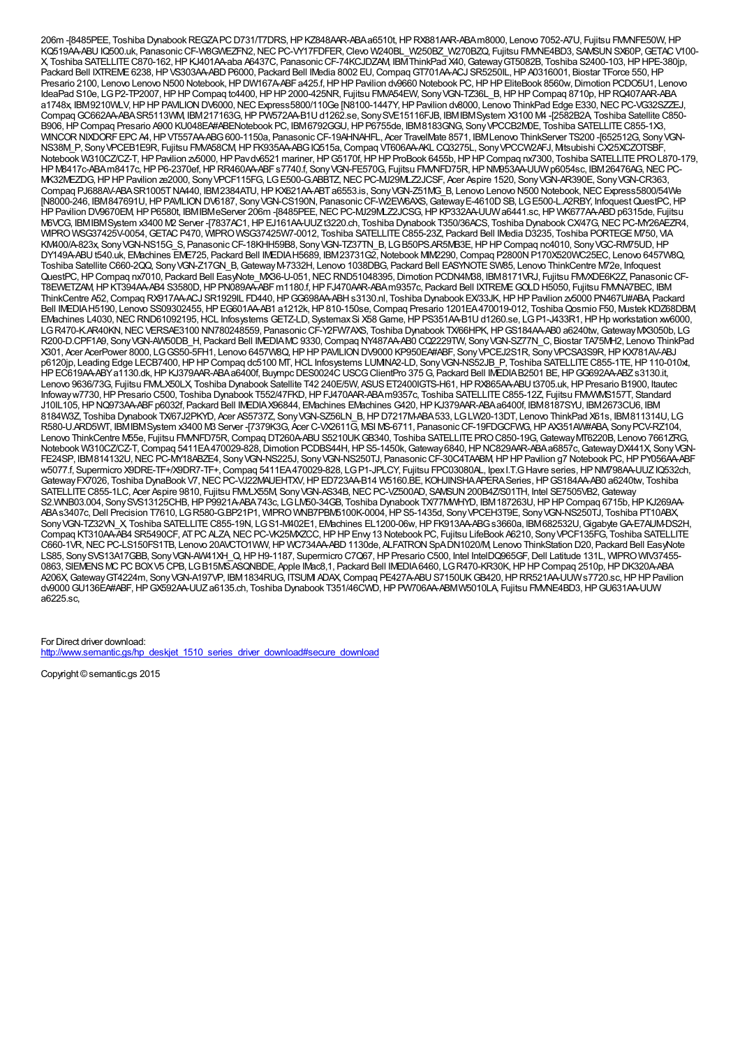206m -[8485PEE, Toshiba Dynabook REGZA PC D731/T7DRS, HP KZ848AAR-ABA a6510t, HP RX881AAR-ABA m8000, Lenovo 7052-A7U, Fujitsu FMVNFE50W, HP KQ519AA-ABU IQ500.uk, Panasonic CF-W8GWEZFN2, NEC PC-VY17FDFER, Clevo W240BL_W250BZ_W270BZQ, Fujitsu FMVNE4BD3, SAMSUN SX60P, GETAC V100-X, Toshiba SATELLITE C870-162, HP KJ401AA-aba A6437C, Panasonic CF-74KCJDZAM, IBM ThinkPad X40, Gateway GT5082B, Toshiba S2400-103, HP HPE-380jp, Packard Bell IXTREME 6238, HP VS303AA-ABD P6000, Packard Bell IMedia 8002 EU, Compaq GT701AA-ACJ SR5250IL, HP A0316001, Biostar TForce 550, HP Presario 2100, Lenovo Lenovo N500 Notebook, HP DW167A-ABF a425.f, HP HP Pavilion dv9660 Notebook PC, HP HP EliteBook 8560w, Dimotion PCDO5U1, Lenovo IdeaPad S10e, LG P2-TP2007, HP HP Compaq tc4400, HP HP 2000-425NR, Fujitsu FMVA54EW, Sony VGN-TZ36L_B, HP HP Compaq 8710p, HP RQ407AAR-ABA a1748x, IBM 9210WLV, HP HP PAVILION DV6000, NEC Express5800/110Ge [N8100-1447Y, HP Pavilion dv8000, Lenovo ThinkPad Edge E330, NEC PC-VG32SZZEJ, Compaq GC662AA-ABA SR5113WM, IBM 217163G, HP PW572AA-B1U d1262.se, Sony SVE15116FJB, IBM IBM System X3100 M4 -[2582B2A, Toshiba Satellite C850-B906, HP Compaq Presario A900 KU048EA#ABENotebook PC, IBM 6792GGU, HP P6755de, IBM 8183GNG, Sony VPCCB2M0E, Toshiba SATELLITE C855-1X3, WINCOR NIXDORF EPC A4, HP VT557AA-ABG 600-1150a, Panasonic CF-19AHNAHFL, Acer TravelMate 8571, IBM Lenovo ThinkServer TS200 -[652512G, Sony VGN-NS38M_P, Sony VPCEB1E9R, Fujitsu FMVA58CM, HP FK935AA-ABG IQ515a, Compaq VT606AA-AKL CQ3275L, Sony VPCCW2AFJ, Mitsubishi CX25XCZOTSBF, Notebook W310CZ/CZ-T, HP Pavilion zv5000, HP Pav dv6521 mariner, HP G5170f, HP HP ProBook 6455b, HP HP Compaq nx7300, Toshiba SATELLITE PRO L870-179, HP M8417c-ABA m8417c, HP P6-2370ef, HP RR460AA-ABF s7740.f, Sony VGN-FE570G, Fujitsu FMVNFD75R, HP NM953AA-UUW p6054sc, IBM 26476AG, NEC PC-MK32MEZDG, HP HP Pavilion ze2000, Sony VPCF115FG, LG E500-G.ABBTZ, NEC PC-MJ29MLZ2JCSF, Acer Aspire 1520, Sony VGN-AR390E, Sony VGN-CR363, Compaq PJ688AV-ABA SR1005T NA440, IBM 2384ATU, HP KX621AA-ABT a6553.is, Sony VGN-Z51MG_B, Lenovo Lenovo N500 Notebook, NEC Express5800/54We [N8000-246, IBM 847691U, HP PAVILION DV6187, Sony VGN-CS190N, Panasonic CF-W2EW6AXS, Gateway E-4610D SB, LG E500-L.A2RBY, Infoquest QuestPC, HP HP Pavilion DV9670EM, HP P6580t, IBM IBM eServer 206m -[8485PEE, NEC PC-MJ29MLZ2JCSG, HP KP332AA-UUW a6441.sc, HP WK677AA-ABD p6315de, Fujitsu M6VCG, IBM IBM System x3400 M2 Server -[7837AC1, HP EJ161AA-UUZ t3220.ch, Toshiba Dynabook T350/36ACS, Toshiba Dynabook CX/47G, NEC PC-MY26AEZR4, WIPRO WSG37425V-0054, GETAC P470, WIPRO WSG37425W7-0012, Toshiba SATELLITE C855-23Z, Packard Bell IMedia D3235, Toshiba PORTEGE M750, VIA KM400/A-823x, Sony VGN-NS15G_S, Panasonic CF-18KHH59B8, Sony VGN-TZ37TN_B, LG B50PS.AR5MB3E, HP HP Compaq nc4010, Sony VGC-RM75UD, HP DY149A-ABU t540.uk, EMachines EME725, Packard Bell IMEDIA H5689, IBM 23731G2, Notebook MIM2290, Compaq P2800N P170X520WC25EC, Lenovo 6457W8Q, Toshiba Satellite C660-2QQ, Sony VGN-Z17GN_B, Gateway M-7332H, Lenovo 1038DBG, Packard Bell EASYNOTE SW85, Lenovo ThinkCentre M72e, Infoquest QuestPC, HP Compaq nx7010, Packard Bell EasyNote_MX36-U-051, NEC RND51048395, Dimotion PCDN4M38, IBM 8171VRJ, Fujitsu FMVXDE6K2Z, Panasonic CF-T8EWETZAM, HP KT394AA-AB4 S3580D, HP PN089AA-ABF m1180.f, HP FJ470AAR-ABA m9357c, Packard Bell IXTREME GOLD H5050, Fujitsu FMVNA7BEC, IBM ThinkCentre A52, Compaq RX917AA-ACJ SR1929IL FD440, HP GG698AA-ABH s3130.nl, Toshiba Dynabook EX/33JK, HP HP Pavilion zv5000 PN467UT#ABA, Packard Bell IMEDIA H5190, Lenovo SS09302455, HP EG601AA-AB1 a1212k, HP 810-150se, Compaq Presario 1201EA 470019-012, Toshiba Qosmio F50, Mustek KDZ68DBM, EMachines L4030, NEC RND61092195, HCL Infosystems GETZ-LD, Systemax Si X58 Game, HP PS351AA-B1U d1260.se, LG P1-J433R1, HP Hp workstation xw6000, LG R470-K.AR40KN, NEC VERSAE3100 NN780248559, Panasonic CF-Y2FW7AXS, Toshiba Dynabook TX/66HPK, HP GS184AA-AB0 a6240tw, Gateway MX3050b, LG R200-D.CPF1A9, Sony VGN-AW50DB_H, Packard Bell IMEDIA MC 9330, Compaq NY487AA-AB0 CQ2229TW, Sony VGN-SZ77N_C, Biostar TA75MH2, Lenovo ThinkPad X301, Acer AcerPower 8000, LG GS50-5FH1, Lenovo 6457W8Q, HP HP PAVILION DV9000 KP950EA#ABF, Sony VPCEJ2S1R, Sony VPCSA3S9R, HP KX781AV-ABJ p6120jp, Leading Edge LECB7400, HP HP Compaq dc5100 MT, HCL Infosystems LUMINA2-LD, Sony VGN-NS52JB_P, Toshiba SATELLITE C855-1TE, HP 110-010xt, HP EC619AA-ABY a1130.dk, HP KJ379AAR-ABA a6400f, Buympc DES0024C USCG ClientPro 375 G, Packard Bell IMEDIA B2501 BE, HP GG692AA-ABZ s3130.it, Lenovo 9636/73G, Fujitsu FMVLX50LX, Toshiba Dynabook Satellite T42 240E/5W, ASUS ET2400IGTS-H61, HP RX865AA-ABU t3705.uk, HP Presario B1900, Itautec Infoway W7730, HP Presario C500, Toshiba Dynabook T552/47FKD, HP FJ470AAR-ABA m9357c, Toshiba SATELLITE C855-12Z, Fujitsu FMVWMS157T, Standard J10IL105, HP NQ973AA-ABF p6032f, Packard Bell IMEDIA X96844, EMachines EMachines G420, HP KJ379AAR-ABA a6400f, IBM 8187SYU, IBM 2673CU6, IBM 8184W3Z, Toshiba Dynabook TX/67J2PKYD, Acer AS5737Z, Sony VGN-SZ56LN_B, HP D7217M-ABA 533, LG LW20-13DT, Lenovo ThinkPad X61s, IBM 811314U, LG R580-U.ARD5WT, IBM IBM System x3400 M3 Server -[7379K3G, Acer C-VX2611G, MSI MS-6711, Panasonic CF-19FDGCFWG, HP AX351AW#ABA, Sony PCV-RZ104, Lenovo ThinkCentre M55e, Fujitsu FMVNFD75R, Compaq DT260A-ABU S5210UK GB340, Toshiba SATELLITE PRO C850-19G, Gateway MT6220B, Lenovo 7661ZRG, Notebook W310CZ/CZ-T, Compaq 5411EA 470029-828, Dimotion PCDBS44H, HP S5-1450k, Gateway 6840, HP NC829AAR-ABA a6857c, Gateway DX441X, Sony VGN-FE24SP, IBM 814132U, NEC PC-MY18ABZE4, Sony VGN-NS225J, Sony VGN-NS250TJ, Panasonic CF-30C4TAABM, HP HP Pavilion g7 Notebook PC, HP PY056AA-ABF w5077.f, Supermicro X9DRE-TF+/X9DR7-TF+, Compaq 5411EA 470029-828, LG P1-JPLCY, Fujitsu FPC03080AL, Ipex I.T.G Havre series, HP NM798AA-UUZ IQ532ch, Gateway FX7026, Toshiba DynaBook V7, NEC PC-VJ22MAUEHTXV, HP ED723AA-B14 W5160.BE, KOHJINSHA APERA Series, HP GS184AA-AB0 a6240tw, Toshiba SATELLITE C855-1LC, Acer Aspire 9810, Fujitsu FMVLX55M, Sony VGN-AS34B, NEC PC-VZ500AD, SAMSUN 200B4Z/S01TH, Intel SE7505VB2, Gateway S2.WNB03.004, Sony SVS13125CHB, HP P9921A-ABA 743c, LG LM50-34GB, Toshiba Dynabook TX77MWHYD, IBM 187263U, HP HP Compaq 6715b, HP KJ269AA-ABA s3407c, Dell Precision T7610, LG R580-G.BP21P1, WIPRO WNB7PBM5100K-0004, HP S5-1435d, Sony VPCEH3T9E, Sony VGN-NS250TJ, Toshiba PT10ABX, Sony VGN-TZ32VN_X, Toshiba SATELLITE C855-19N, LG S1-M402E1, EMachines EL1200-06w, HP FK913AA-ABG s3660a, IBM 682532U, Gigabyte GA-E7AUM-DS2H, Compaq KT310AA-AB4 SR5490CF, AT PC ALZA, NEC PC-VK25MXZCC, HP HP Envy 13 Notebook PC, Fujitsu LifeBook A6210, Sony VPCF135FG, Toshiba SATELLITE C660-1VR, NEC PC-LS150FS1TB, Lenovo 20AVCTO1WW, HP WC734AA-ABD 1130de, ALFATRON SpA DN1020/M, Lenovo ThinkStation D20, Packard Bell EasyNote LS85, Sony SVS13A17GBB, Sony VGN-AW41XH_Q, HP H9-1187, Supermicro C7Q67, HP Presario C500, Intel IntelDQ965GF, Dell Latitude 131L, WIPRO WIV37455-0863, SIEMENS MC PC BOX V5 CPB, LG B15MS.ASQNBDE, Apple IMac8,1, Packard Bell IMEDIA 6460, LG R470-KR30K, HP HP Compaq 2510p, HP DK320A-ABA A206X, Gateway GT4224m, Sony VGN-A197VP, IBM 1834RUG, ITSUMI ADAX, Compaq PE427A-ABU S7150UK GB420, HP RR521AA-UUW s7720.sc, HP HP Pavilion dv9000 GU136EA#ABF, HP GX592AA-UUZ a6135.ch, Toshiba Dynabook T351/46CWD, HP PW706AA-ABM W5010LA, Fujitsu FMVNE4BD3, HP GU631AA-UUW a6225.sc,

For Direct driver download:
http://www.semantic.gs/hp_deskjet_1510_series_driver_download#secure_download

Copyright © semantic.gs 2015